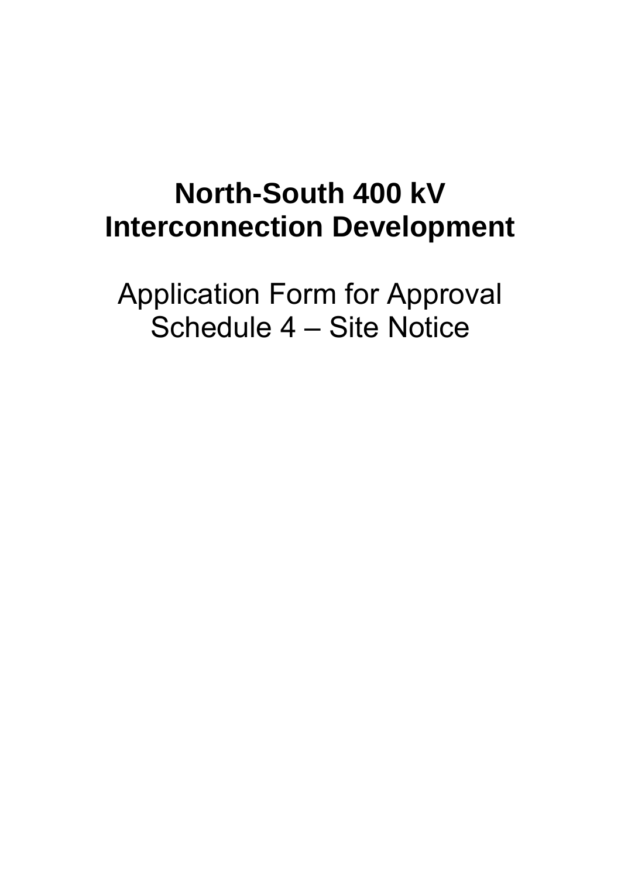# North-South 400 kV Interconnection Development

Application Form for Approval
Schedule 4 – Site Notice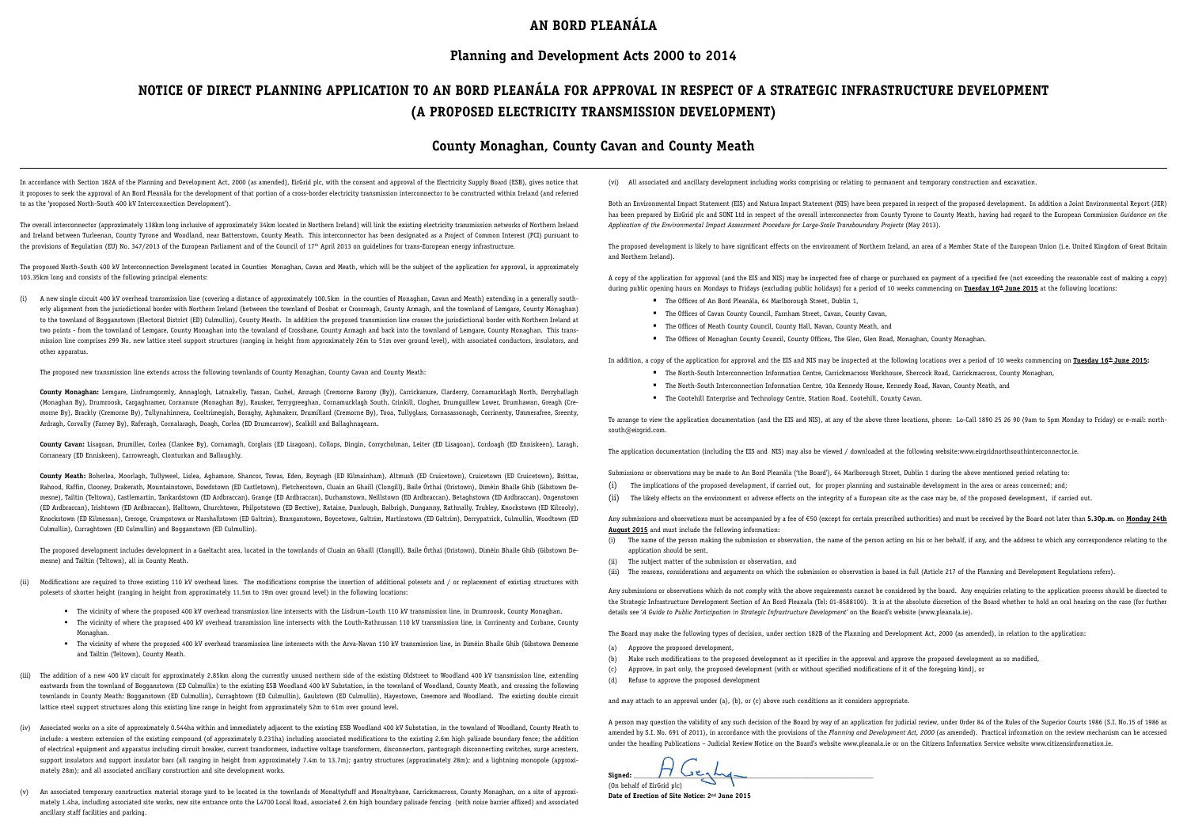# AN BORD PLEANÁLA

## Planning and Development Acts 2000 to 2014

## NOTICE OF DIRECT PLANNING APPLICATION TO AN BORD PLEANÁLA FOR APPROVAL IN RESPECT OF A STRATEGIC INFRASTRUCTURE DEVELOPMENT (A PROPOSED ELECTRICITY TRANSMISSION DEVELOPMENT)

## County Monaghan, County Cavan and County Meath

In accordance with Section 182A of the Planning and Development Act, 2000 (as amended), EirGrid plc, with the consent and approval of the Electricity Supply Board (ESB), gives notice that it proposes to seek the approval of An Bord Pleanála for the development of that portion of a cross-border electricity transmission interconnector to be constructed within Ireland (and referred to as the 'proposed North-South 400 kV Interconnection Development').

The overall interconnector (approximately 138km long inclusive of approximately 34km located in Northern Ireland) will link the existing electricity transmission networks of Northern Ireland and Ireland between Turleenan, County Tyrone and Woodland, near Batterstown, County Meath. This interconnector has been designated as a Project of Common Interest (PCI) pursuant to the provisions of Regulation (EU) No. 347/2013 of the European Parliament and of the Council of 17th April 2013 on guidelines for trans-European energy infrastructure.

The proposed North-South 400 kV Interconnection Development located in Counties Monaghan, Cavan and Meath, which will be the subject of the application for approval, is approximately 103.35km long and consists of the following principal elements:

(i) A new single circuit 400 kV overhead transmission line (covering a distance of approximately 100.5km in the counties of Monaghan, Cavan and Meath) extending in a generally southerly alignment from the jurisdictional border with Northern Ireland (between the townland of Doohat or Crossreagh, County Armagh, and the townland of Lemgare, County Monaghan) to the townland of Bogganstown (Electoral District (ED) Culmullin), County Meath. In addition the proposed transmission line crosses the jurisdictional border with Northern Ireland at two points - from the townland of Lemgare, County Monaghan into the townland of Crossbane, County Armagh and back into the townland of Lemgare, County Monaghan. This transmission line comprises 299 No. new lattice steel support structures (ranging in height from approximately 26m to 51m over ground level), with associated conductors, insulators, and other apparatus.

The proposed new transmission line extends across the following townlands of County Monaghan, County Cavan and County Meath:

**County Monaghan:** Lemgare, Lisdrumgormly, Annaglogh, Latnakelly, Tassan, Cashel, Annagh (Cremorne Barony (By)), Carrickanure, Clarderry, Cornamucklagh North, Derryhallagh (Monaghan By), Drumroosk, Cargaghramer, Cornanure (Monaghan By), Rausker, Terrygreeghan, Cornamucklagh South, Crinkill, Clogher, Drumguillew Lower, Drumhawan, Greagh (Cremorne By), Brackly (Cremorne By), Tullynahinnera, Cooltrimegish, Boraghy, Aghmakerr, Drumillard (Cremorne By), Tooa, Tullyglass, Cornasassonagh, Corrinenty, Ummerafree, Sreenty, Ardragh, Corvally (Farney By), Raferagh, Cornalaragh, Doagh, Corlea (ED Drumcarrow), Scalkill and Ballaghnagearn.

**County Cavan:** Lisagoan, Drumiller, Corlea (Clankee By), Cornamagh, Corglass (ED Lisagoan), Collops, Dingin, Corrycholman, Leiter (ED Lisagoan), Cordoagh (ED Enniskeen), Laragh, Corraneary (ED Enniskeen), Carrowreagh, Clonturkan and Balloughly.

**County Meath:** Boherlea, Moorlagh, Tullyweel, Lislea, Aghamore, Shancor, Towas, Eden, Boynagh (ED Kilmainham), Altmush (ED Cruicetown), Cruicetown (ED Cruicetown), Brittas, Rahood, Raffin, Clooney, Drakerath, Mountainstown, Dowdstown (ED Castletown), Fletcherstown, Cluain an Ghaill (Clongill), Baile Órthaí (Oristown), Diméin Bhaile Ghib (Gibstown Demesne), Tailtin (Teltown), Castlemartin, Tankardstown (ED Ardbraccan), Grange (ED Ardbraccan), Durhamstown, Neillstown (ED Ardbraccan), Betaghstown (ED Ardbraccan), Ongenstown (ED Ardbraccan), Irishtown (ED Ardbraccan), Halltown, Churchtown, Philpotstown (ED Bective), Rataine, Dunlough, Balbrigh, Dunganny, Rathnally, Trubley, Knockstown (ED Kilcooly), Knockstown (ED Kilmessan), Creroge, Crumpstown or Marshallstown (ED Galtrim), Branganstown, Boycetown, Galtrim, Martinstown (ED Galtrim), Derrypatrick, Culmullin, Woodtown (ED Culmullin), Curraghtown (ED Culmullin) and Bogganstown (ED Culmullin).

The proposed development includes development in a Gaeltacht area, located in the townlands of Cluain an Ghaill (Clongill), Baile Órthaí (Oristown), Diméin Bhaile Ghib (Gibstown Demesne) and Tailtin (Teltown), all in County Meath.

(ii) Modifications are required to three existing 110 kV overhead lines. The modifications comprise the insertion of additional polesets and / or replacement of existing structures with polesets of shorter height (ranging in height from approximately 11.5m to 19m over ground level) in the following locations:

- The vicinity of where the proposed 400 kV overhead transmission line intersects with the Lisdrum–Louth 110 kV transmission line, in Drumroosk, County Monaghan.
- The vicinity of where the proposed 400 kV overhead transmission line intersects with the Louth-Rathrussan 110 kV transmission line, in Corrinenty and Corbane, County Monaghan.
- The vicinity of where the proposed 400 kV overhead transmission line intersects with the Arva-Navan 110 kV transmission line, in Diméin Bhaile Ghib (Gibstown Demesne and Tailtin (Teltown), County Meath.

(iii) The addition of a new 400 kV circuit for approximately 2.85km along the currently unused northern side of the existing Oldstreet to Woodland 400 kV transmission line, extending eastwards from the townland of Bogganstown (ED Culmullin) to the existing ESB Woodland 400 kV Substation, in the townland of Woodland, County Meath, and crossing the following townlands in County Meath: Bogganstown (ED Culmullin), Curraghtown (ED Culmullin), Gaulstown (ED Culmullin), Hayestown, Creemore and Woodland. The existing double circuit lattice steel support structures along this existing line range in height from approximately 52m to 61m over ground level.

(iv) Associated works on a site of approximately 0.544ha within and immediately adjacent to the existing ESB Woodland 400 kV Substation, in the townland of Woodland, County Meath to include: a western extension of the existing compound (of approximately 0.231ha) including associated modifications to the existing 2.6m high palisade boundary fence; the addition of electrical equipment and apparatus including circuit breaker, current transformers, inductive voltage transformers, disconnectors, pantograph disconnecting switches, surge arresters, support insulators and support insulator bars (all ranging in height from approximately 7.4m to 13.7m); gantry structures (approximately 28m); and a lightning monopole (approximately 28m); and all associated ancillary construction and site development works.

(v) An associated temporary construction material storage yard to be located in the townlands of Monaltyduff and Monaltybane, Carrickmacross, County Monaghan, on a site of approximately 1.4ha, including associated site works, new site entrance onto the L4700 Local Road, associated 2.6m high boundary palisade fencing (with noise barrier affixed) and associated ancillary staff facilities and parking.

(vi) All associated and ancillary development including works comprising or relating to permanent and temporary construction and excavation.

Both an Environmental Impact Statement (EIS) and Natura Impact Statement (NIS) have been prepared in respect of the proposed development. In addition a Joint Environmental Report (JER) has been prepared by EirGrid plc and SONI Ltd in respect of the overall interconnector from County Tyrone to County Meath, having had regard to the European Commission *Guidance on the Application of the Environmental Impact Assessment Procedure for Large-Scale Transboundary Projects* (May 2013).

The proposed development is likely to have significant effects on the environment of Northern Ireland, an area of a Member State of the European Union (i.e. United Kingdom of Great Britain and Northern Ireland).

A copy of the application for approval (and the EIS and NIS) may be inspected free of charge or purchased on payment of a specified fee (not exceeding the reasonable cost of making a copy) during public opening hours on Mondays to Fridays (excluding public holidays) for a period of 10 weeks commencing on **Tuesday 16th June 2015** at the following locations:

- The Offices of An Bord Pleanála, 64 Marlborough Street, Dublin 1,
- The Offices of Cavan County Council, Farnham Street, Cavan, County Cavan,
- The Offices of Meath County Council, County Hall, Navan, County Meath, and
- The Offices of Monaghan County Council, County Offices, The Glen, Glen Road, Monaghan, County Monaghan.

In addition, a copy of the application for approval and the EIS and NIS may be inspected at the following locations over a period of 10 weeks commencing on **Tuesday 16th June 2015:**

- The North-South Interconnection Information Centre, Carrickmacross Workhouse, Shercock Road, Carrickmacross, County Monaghan,
- The North-South Interconnection Information Centre, 10a Kennedy House, Kennedy Road, Navan, County Meath, and
- The Cootehill Enterprise and Technology Centre, Station Road, Cootehill, County Cavan.

To arrange to view the application documentation (and the EIS and NIS), at any of the above three locations, phone: Lo-Call 1890 25 26 90 (9am to 5pm Monday to Friday) or e-mail: northsouth@eirgrid.com.

The application documentation (including the EIS and NIS) may also be viewed / downloaded at the following website:www.eirgridnorthsouthinterconnector.ie.

Submissions or observations may be made to An Bord Pleanála ('the Board'), 64 Marlborough Street, Dublin 1 during the above mentioned period relating to:

(i) The implications of the proposed development, if carried out, for proper planning and sustainable development in the area or areas concerned; and;

(ii) The likely effects on the environment or adverse effects on the integrity of a European site as the case may be, of the proposed development, if carried out.

Any submissions and observations must be accompanied by a fee of €50 (except for certain prescribed authorities) and must be received by the Board not later than **5.30p.m.** on **Monday 24th August 2015** and must include the following information:

(i) The name of the person making the submission or observation, the name of the person acting on his or her behalf, if any, and the address to which any correspondence relating to the application should be sent,

(ii) The subject matter of the submission or observation, and

(iii) The reasons, considerations and arguments on which the submission or observation is based in full (Article 217 of the Planning and Development Regulations refers).

Any submissions or observations which do not comply with the above requirements cannot be considered by the board. Any enquiries relating to the application process should be directed to the Strategic Infrastructure Development Section of An Bord Pleanala (Tel: 01-8588100). It is at the absolute discretion of the Board whether to hold an oral hearing on the case (for further details see *'A Guide to Public Participation in Strategic Infrastructure Development'* on the Board's website (www.pleanala.ie).

The Board may make the following types of decision, under section 182B of the Planning and Development Act, 2000 (as amended), in relation to the application:

(a) Approve the proposed development,

(b) Make such modifications to the proposed development as it specifies in the approval and approve the proposed development as so modified,

(c) Approve, in part only, the proposed development (with or without specified modifications of it of the foregoing kind), or

(d) Refuse to approve the proposed development

and may attach to an approval under (a), (b), or (c) above such conditions as it considers appropriate.

A person may question the validity of any such decision of the Board by way of an application for judicial review, under Order 84 of the Rules of the Superior Courts 1986 (S.I. No.15 of 1986 as amended by S.I. No. 691 of 2011), in accordance with the provisions of the *Planning and Development Act, 2000* (as amended). Practical information on the review mechanism can be accessed under the heading Publications – Judicial Review Notice on the Board's website www.pleanala.ie or on the Citizens Information Service website www.citizensinformation.ie.

**Signed:** A Geghy

(On behalf of EirGrid plc)

**Date of Erection of Site Notice: 2nd June 2015**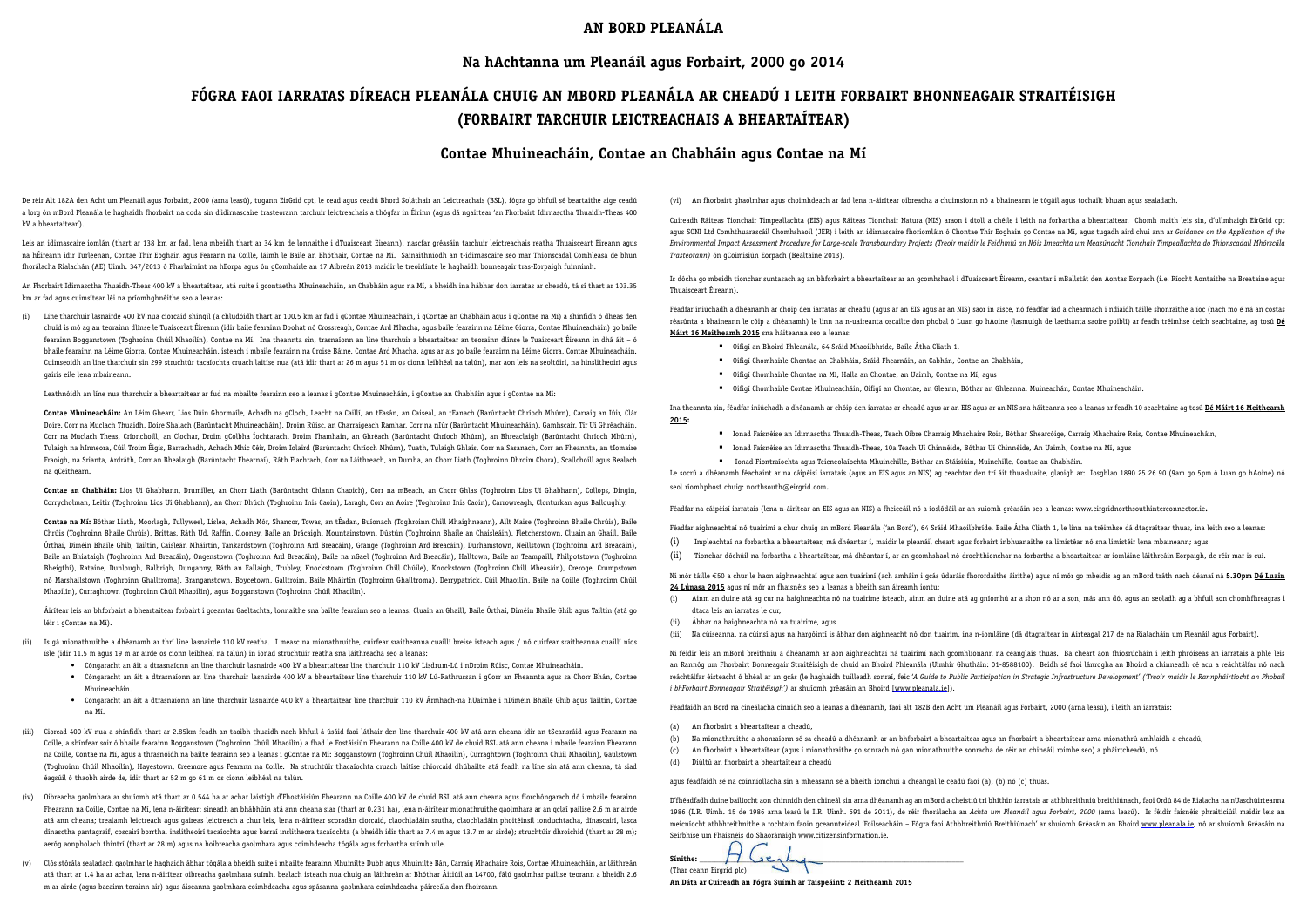# AN BORD PLEANÁLA

## Na hAchtanna um Pleanáil agus Forbairt, 2000 go 2014

# FÓGRA FAOI IARRATAS DÍREACH PLEANÁLA CHUIG AN MBORD PLEANÁLA AR CHEADÚ I LEITH FORBAIRT BHONNEAGAIR STRAITÉISIGH (FORBAIRT TARCHUIR LEICTREACHAIS A BHEARTAÍTEAR)

## Contae Mhuineacháin, Contae an Chabháin agus Contae na Mí

De réir Alt 182A den Acht um Pleanáil agus Forbairt, 2000 (arna leasú), tugann EirGrid cpt, le cead agus ceadú Bhord Soláthair an Leictreachais (BSL), fógra go bhfuil sé beartaithe aige ceadú a lorg ón mBord Pleanála le haghaidh fhorbairt na coda sin d'idirnascaire trasteorann tarchuir leictreachais a thógfar in Éirinn (agus dá ngairtear 'an Fhorbairt Idirnasctha Thuaidh-Theas 400 kV a bheartaítear').

Leis an idirnascaire iomlán (thart ar 138 km ar fad, lena mbeidh thart ar 34 km de lonnaithe i dTuaisceart Éireann), nascfar gréasáin tarchuir leictreachais reatha Thuaisceart Éireann agus na hÉireann idir Turleenan, Contae Thír Eoghain agus Fearann na Coille, láimh le Baile an Bhóthair, Contae na Mí. Sainaithníodh an t-idirnascaire seo mar Thionscadal Comhleasa de bhun fhorálacha Rialachán (AE) Uimh. 347/2013 ó Pharlaimint na hEorpa agus ón gComhairle an 17 Aibreán 2013 maidir le treoirlínte le haghaidh bonneagair tras-Eorpaigh fuinnimh.

An Fhorbairt Idirnasctha Thuaidh-Theas 400 kV a bheartaítear, atá suite i gcontaetha Mhuineacháin, an Chabháin agus na Mí, a bheidh ina hábhar don iarratas ar cheadú, tá sí thart ar 103.35 km ar fad agus cuimsítear léi na príomhghnéithe seo a leanas:

(i) Líne tharchuir lasnairde 400 kV nua ciorcaid shingil (a chlúdóidh thart ar 100.5 km ar fad i gContae Mhuineacháin, i gContae an Chabháin agus i gContae na Mí) a shínfidh ó dheas den chuid is mó ag an teorainn dlínse le Tuaisceart Éireann (idir baile fearainn Doohat nó Crossreagh, Contae Ard Mhacha, agus baile fearainn na Léime Giorra, Contae Mhuineacháin) go baile fearainn Bogganstown (Toghroinn Chúil Mhaoilín), Contae na Mí. Ina theannta sin, trasnaíonn an líne tharchuir a bheartaítear an teorainn dlínse le Tuaisceart Éireann in dhá áit – ó bhaile fearainn na Léime Giorra, Contae Mhuineacháin, isteach i mbaile fearainn na Croise Báine, Contae Ard Mhacha, agus ar ais go baile fearainn na Léime Giorra, Contae Mhuineacháin. Cuimseoidh an líne tharchuir sin 299 struchtúr tacaíochta cruach laitíse nua (atá idir thart ar 26 m agus 51 m os cionn leibhéal na talún), mar aon leis na seoltóirí, na hinslitheoirí agus gairis eile lena mbaineann.

Leathnóidh an líne nua tharchuir a bheartaítear ar fud na mbailte fearainn seo a leanas i gContae Mhuineacháin, i gContae an Chabháin agus i gContae na Mí:

**Contae Mhuineacháin:** An Léim Ghearr, Lios Dúin Ghormaile, Achadh na gCloch, Leacht na Caillí, an tEasán, an Caiseal, an tEanach (Barúntacht Chrioch Mhúrn), Carraig an Iúir, Clár Doire, Corr na Muclach Thuaidh, Doire Shalach (Barúntacht Mhuineacháin), Droim Rúisc, an Charraigeach Ramhar, Corr na nIúr (Barúntacht Mhuineacháin), Gamhscair, Tír Uí Ghréacháin, Corr na Muclach Theas, Críonchoill, an Clochar, Droim gColbha Íochtarach, Droim Thamhain, an Ghréach (Barúntacht Chrioch Mhúrn), an Bhreaclaigh (Barúntacht Chrioch Mhúrn), Tulaigh na hInneora, Cúil Throim Éigis, Barrachadh, Achadh Mhic Céir, Droim Iolaird (Barúntacht Chrioch Mhúrn), Tuath, Tulaigh Ghlais, Corr na Sasanach, Corr an Fheannta, an tEomaire Fraoigh, na Srianta, Ardráth, Corr an Bhealaigh (Barúntacht Fhearnaí), Ráth Fiachrach, Corr na Láithreach, an Dumha, an Chorr Liath (Toghroinn Dhroim Chora), Scallchoill agus Bealach na gCeithearn.

**Contae an Chabháin:** Lios Uí Ghabhann, Drumiller, an Chorr Liath (Barúntacht Chlann Chaoich), Corr na mBeach, an Chorr Ghlas (Toghroinn Lios Uí Ghabhann), Collops, Dingin, Corrycholman, Leitir (Toghroinn Lios Uí Ghabhann), an Chorr Dhúch (Toghroinn Inis Caoin), Laragh, Corr an Aoire (Toghroinn Inis Caoin), Carrowreagh, Clonturkan agus Balloughly.

**Contae na Mí:** Bóthar Liath, Moorlagh, Tullyweel, Lislea, Achadh Mór, Shancor, Towas, an tÉadan, Buíonach (Toghroinn Chill Mhaighneann), Allt Maise (Toghroinn Bhaile Chrúis), Baile Chrúis (Toghroinn Bhaile Chrúis), Brittas, Ráth Úd, Raffin, Clooney, Baile an Drúcaigh, Mountainstown, Dúslún (Toghroinn Bhaile an Chaisleáin), Fletcherstown, Cluain an Ghaill, Baile Órthaí, Diméin Bhaile Ghib, Tailtin, Caisleán Mháirtín, Tankardstown (Toghroinn Ard Breacáin), Grange (Toghroinn Ard Breacáin), Durhamstown, Neillstown (Toghroinn Ard Breacáin), Baile an Bhiataigh (Toghroinn Ard Breacáin), Ongenstown (Toghroinn Ard Breacáin), Baile na nGael (Toghroinn Ard Breacáin), Halltown, Baile an Teampaill, Philpotstown (Toghroinn Bheigthí), Rataine, Dunlough, Balbrigh, Dunganny, Ráth an Eallaigh, Trubley, Knockstown (Toghroinn Chill Chúile), Knockstown (Toghroinn Chill Mheasáin), Creroge, Crumpstown nó Marshallstown (Toghroinn Ghalltroma), Branganstown, Boycetown, Galltroim, Baile Mháirtín (Toghroinn Ghalltroma), Derrypatrick, Cúil Mhaoilín, Baile na Coille (Toghroinn Chúil Mhaoilín), Curraghtown (Toghroinn Chúil Mhaoilín), agus Bogganstown (Toghroinn Chúil Mhaoilín).

Áirítear leis an bhforbairt a bheartaítear forbairt i gceantar Gaeltachta, lonnaithe sna bailte fearainn seo a leanas: Cluain an Ghaill, Baile Órthaí, Diméin Bhaile Ghib agus Tailtin (atá go léir i gContae na Mí).

(ii) Is gá mionathruithe a dhéanamh ar thrí líne lasnairde 110 kV reatha. I measc na mionathruithe, cuirfear sraitheanna cuaillí breise isteach agus / nó cuirfear sraitheanna cuaillí níos ísle (idir 11.5 m agus 19 m ar airde os cionn leibhéal na talún) in ionad struchtúir reatha sna láithreacha seo a leanas:

- Cóngarach an áit a dtrasnaíonn an líne tharchuir lasnairde 400 kV a bheartaítear líne tharchuir 110 kV Lisdrum-Lú i nDroim Rúisc, Contae Mhuineacháin.
- Cóngarach an áit a dtrasnaíonn an líne tharchuir lasnairde 400 kV a bheartaítear líne tharchuir 110 kV Lú-Rathrussan i gCorr an Fheannta agus sa Chorr Bhán, Contae Mhuineacháin.
- Cóngarach an áit a dtrasnaíonn an líne tharchuir lasnairde 400 kV a bheartaítear líne tharchuir 110 kV Ármhach-na hUaimhe i nDiméin Bhaile Ghib agus Tailtin, Contae na Mí.

(iii) Ciorcad 400 kV nua a shínfidh thart ar 2.85km feadh an taoibh thuaidh nach bhfuil á úsáid faoi láthair den líne tharchuir 400 kV atá ann cheana idir an tSeansráid agus Fearann na Coille, a shínfear soir ó bhaile fearainn Bogganstown (Toghroinn Chúil Mhaoilín) a fhad le Fostáisiún Fhearann na Coille 400 kV de chuid BSL atá ann cheana i mbaile fearainn Fhearann na Coille, Contae na Mí, agus a thrasnóidh na bailte fearainn seo a leanas i gContae na Mí: Bogganstown (Toghroinn Chúil Mhaoilín), Curraghtown (Toghroinn Chúil Mhaoilín), Gaulstown (Toghroinn Chúil Mhaoilín), Hayestown, Creemore agus Fearann na Coille. Na struchtúir thacaíochta cruach laitíse chiorcaid dhúbailte atá feadh na líne sin atá ann cheana, tá siad éagsúil ó thaobh airde de, idir thart ar 52 m go 61 m os cionn leibhéal na talún.

(iv) Oibreacha gaolmhara ar shuíomh atá thart ar 0.544 ha ar achar laistigh d'Fhostáisiún Fhearann na Coille 400 kV de chuid BSL atá ann cheana agus fíorchóngarach dó i mbaile fearainn Fhearann na Coille, Contae na Mí, lena n-áirítear: síneadh an bhábhúin atá ann cheana siar (thart ar 0.231 ha), lena n-áirítear mionathruithe gaolmhara ar an gclaí pailise 2.6 m ar airde atá ann cheana; trealamh leictreach agus gaireas leictreach a chur leis, lena n-áirítear scoradán ciorcaid, claochladáin srutha, claochladáin phoitéinsil ionduchtacha, dínascairí, leas díinasctha pantagraif, coscairí borrtha, inslitheoirí tacaíochta agus barraí inslitheora tacaíochta (a bheidh idir thart ar 7.4 m agus 13.7 m ar airde); struchtúir dhroichid (thart ar 28 m); aeróg aonpholach thintrí (thart ar 28 m) agus na hoibreacha gaolmhara agus coimhdeacha tógála agus forbartha suímh uile.

(v) Clós stórála sealadach gaolmhar le haghaidh ábhar tógála a bheidh suite i mbaile fearainn Mhuinilte Bhán, Carraig Mhachaire Rois, Contae Mhuineacháin, ar láithreán atá thart ar 1.4 ha ar achar, lena n-áirítear oibreacha gaolmhara suímh, bealach isteach nua chuig an láithreán ar Bhóthar Áitiúil an L4700, fálú gaolmhar pailise teorann a bheidh 2.6 m ar airde (agus bacainn torainn air) agus áiseanna gaolmhara coimhdeacha agus spásanna gaolmhara coimhdeacha páirceála don fhoireann.

(vi) An fhorbairt ghaolmhar agus choimhdeach ar fad lena n-áirítear oibreacha a chuimsíonn nó a bhaineann le tógáil agus tochailt bhuan agus shealadach.

Cuireadh Ráiteas Tionchair Timpeallachta (EIS) agus Ráiteas Tionchair Natura (NIS) araon i dtoll a chéile i leith na forbartha a bheartaítear. Chomh maith leis sin, d'ullmhaigh EirGrid cpt agus SONI Ltd Comhthuarascáil Chomhshaoil (JER) i leith an idirnascaire fhoriomláin ó Chontae Thír Eoghain go Contae na Mí, agus tugadh aird chuí ann ar *Guidance on the Application of the Environmental Impact Assessment Procedure for Large-scale Transboundary Projects (Treoir maidir le Feidhmiú an Nóis Imeachta um Measúnacht Tionchair Timpeallachta do Thionscadail Mhórscála Trasteorann)* ón gCoimisiún Eorpach (Bealtaine 2013).

Is dócha go mbeidh tionchar suntasach ag an bhforbairt a bheartaítear ar an gcomhshaol i dTuaisceart Éireann, ceantar i mBallstát den Aontas Eorpach (i.e. Ríocht Aontaithe na Breataine agus Thuaisceart Éireann).

Féadfar iniúchadh a dhéanamh ar chóip den iarratas ar cheadú (agus ar an EIS agus ar an NIS) saor in aisce, nó féadfar iad a cheannach i ndiaidh táille shonraithe a íoc (nach mó é ná an costas réasúnta a bhaineann le cóip a dhéanamh) le linn na n-uaireanta oscailte don phobal ó Luan go hAoine (lasmuigh de laethanta saoire poiblí) ar feadh tréimhse deich seachtaine, ag tosú **Dé Máirt 16 Meitheamh 2015** sna háiteanna seo a leanas:

- Oifigí an Bhoird Phleanála, 64 Sráid Mhaoilbhríde, Baile Átha Cliath 1,
- Oifigí Chomhairle Chontae an Chabháin, Sráid Fhearnáin, an Cabhán, Contae an Chabháin,
- Oifigí Chomhairle Chontae na Mí, Halla an Chontae, an Uaimh, Contae na Mí, agus
- Oifigí Chomhairle Contae Mhuineacháin, Oifigí an Chontae, an Gleann, Bóthar an Ghleanna, Muineachán, Contae Mhuineacháin.

Ina theannta sin, féadfar iniúchadh a dhéanamh ar chóip den iarratas ar cheadú agus ar an EIS agus ar an NIS sna háiteanna seo a leanas ar feadh 10 seachtaine ag tosú **Dé Máirt 16 Meitheamh 2015**:

- Ionad Faisnéise an Idirnasctha Thuaidh-Theas, Teach Oibre Charraig Mhachaire Rois, Bóthar Shearcóige, Carraig Mhachaire Rois, Contae Mhuineacháin,
- Ionad Faisnéise an Idirnasctha Thuaidh-Theas, 10a Teach Uí Chinnéide, Bóthar Uí Chinnéide, An Uaimh, Contae na Mí, agus
- Ionad Fiontraíochta agus Teicneolaíochta Mhuinchille, Bóthar an Stáisiúin, Muinchille, Contae an Chabháin.

Le socrú a dhéanamh féachaint ar na cáipéisí iarratais (agus an EIS agus an NIS) ag ceachtar den trí áit thuasluaite, glaoigh ar: Íosghlao 1890 25 26 90 (9am go 5pm ó Luan go hAoine) nó seol ríomhphost chuig: northsouth@eirgrid.com.

Féadfar na cáipéisí iarratais (lena n-áirítear an EIS agus an NIS) a fheiceáil nó a íoslódáil ar an suíomh gréasáin seo a leanas: www.eirgridnorthsouthinterconnector.ie.

Féadfar aighneachtaí nó tuairimí a chur chuig an mBord Pleanála ('an Bord'), 64 Sráid Mhaoilbhríde, Baile Átha Cliath 1, le linn na tréimhse dá dtagraítear thuas, ina leith seo a leanas:

(i) Impleachtaí na forbartha a bheartaítear, má dhéantar í, maidir le pleanáil cheart agus forbairt inbhuanaithe sa limistéar nó sna limistéir lena mbaineann; agus

(ii) Tionchar dóchúil na forbartha a bheartaítear, má dhéantar í, ar an gcomhshaol nó drochthionchar na forbartha a bheartaítear ar iomláine láithreáin Eorpaigh, de réir mar is cuí.

Ní mór táille €50 a chur le haon aighneachtaí agus aon tuairimí (ach amháin i gcás údaráis fhorordaithe áirithe) agus ní mór go mbeidís ag an mBord tráth nach déanaí ná **5.30pm Dé Luain 24 Lúnasa 2015** agus ní mór na faisnéis seo a leanas a bheith san áireamh iontu:

(i) Ainm an duine atá ag cur na haighneachta nó na tuairime isteach, ainm an duine atá ag gníomhú ar a shon nó ar a son, más ann dó, agus an seoladh ag a bhfuil aon chomhfhreagras i dtaca leis an iarratas le cur,

(ii) Ábhar na haighneachta nó na tuairime, agus

(iii) Na cúiseanna, na cúinsí agus na hargóintí is ábhar don aighneacht nó don tuairim, ina n-iomláine (dá dtagraítear in Airteagal 217 de na Rialacháin um Pleanáil agus Forbairt).

Ní féidir leis an mBord breithniú a dhéanamh ar aon aighneachtaí ná tuairimí nach gcomhlíonann na ceanglais thuas. Ba cheart aon fhiosrúcháin i leith phróiseas an iarratais a phlé leis an Rannóg um Fhorbairt Bonneagair Straitéisigh de chuid an Bhoird Phleanála (Uimhir Ghutháin: 01-8588100). Beidh sé faoi lánrogha an Bhoird a chinneadh cé acu a reáchtálfar nó nach reáchtálfar éisteacht ó bhéal ar an gcás (le haghaidh tuilleadh sonraí, féic *'A Guide to Public Participation in Strategic Infrastructure Development' ('Treoir maidir le Rannpháirtíocht an Phobail i bhForbairt Bonneagair Straitéisigh')* ar shuíomh gréasáin an Bhoird (www.pleanala.ie)).

Féadfaidh an Bord na cineálacha cinnidh seo a leanas a dhéanamh, faoi alt 182B den Acht um Pleanáil agus Forbairt, 2000 (arna leasú), i leith an iarratais:

(a) An fhorbairt a bheartaítear a cheadú,

(b) Na mionathruithe a shonraíonn sé sa cheadú a dhéanamh ar an bhforbairt a bheartaítear agus an fhorbairt a bheartaítear arna mionathrú amhlaidh a cheadú,

(c) An fhorbairt a bheartaítear (agus í mionathraithe go sonrach nó gan mionathruithe sonracha de réir an chineáil roimhe seo) a pháirtcheadú, nó

(d) Diúltú an fhorbairt a bheartaítear a cheadú

agus féadfaidh sé na coinníollacha sin a mheasann sé a bheith iomchuí a cheangal le ceadú faoi (a), (b) nó (c) thuas.

D'fhéadfadh duine bailíocht aon chinnidh den chineál sin arna dhéanamh ag an mBord a cheistiú trí bhíthin iarratais ar athbhreithniú breithiúnach, faoi Ordú 84 de Rialacha na nUaschúirteanna 1986 (I.R. Uimh. 15 de 1986 arna leasú le I.R. Uimh. 691 de 2011), de réir fhorálacha an *Achta um Pleanáil agus Forbairt, 2000* (arna leasú). Is féidir faisnéis phraiticiúil maidir leis an meicníocht athbhreithnithe a rochtain faoin gceannteideal 'Foilseacháin – Fógra faoi Athbhreithniú Breithiúnach' ar shuíomh Gréasáin an Bhoird www.pleanala.ie, nó ar shuíomh Gréasáin na Seirbhíse um Fhaisnéis do Shaoránaigh www.citizensinformation.ie.

Sínithe: ______________________

(Thar ceann Eirgrid plc)

**An Dáta ar Cuireadh an Fógra Suímh ar Taispeáint: 2 Meitheamh 2015**